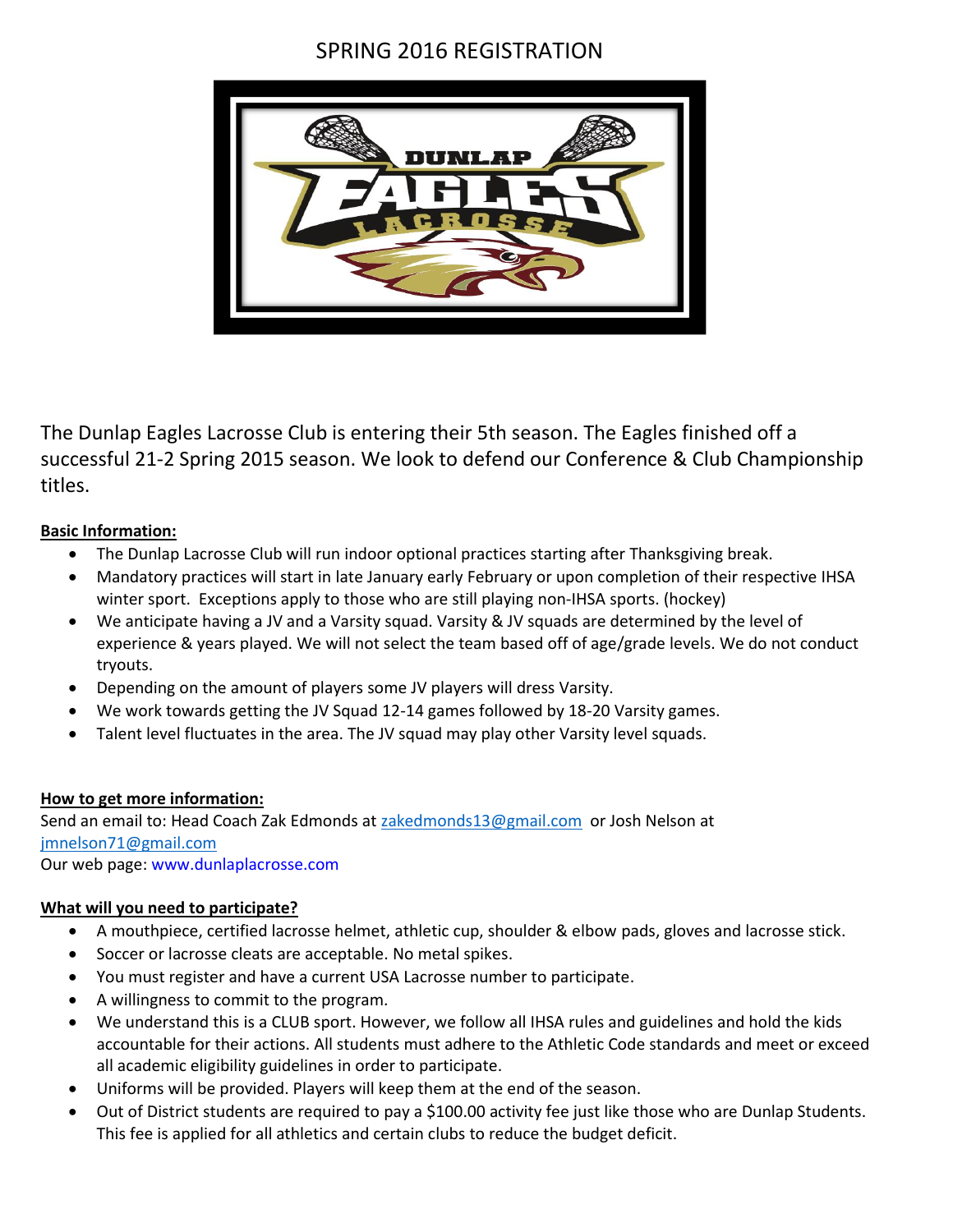# SPRING 2016 REGISTRATION

The Dunlap Eagles Lacrosse Club is entering their 5th season. The Eagles finished off a successful 21-2 Spring 2015 season. We look to defend our Conference & Club Championship titles.

**Basic Information:**

- The Dunlap Lacrosse Club will run indoor optional practices starting after Thanksgiving break.
- Mandatory practices will start in late January early February or upon completion of their respective IHSA winter sport. Exceptions apply to those who are still playing non-IHSA sports. (hockey)
- We anticipate having a JV and a Varsity squad. Varsity & JV squads are determined by the level of experience & years played. We will not select the team based off of age/grade levels. We do not conduct tryouts.
- Depending on the amount of players some JV players will dress Varsity.
- We work towards getting the JV Squad 12-14 games followed by 18-20 Varsity games.
- Talent level fluctuates in the area. The JV squad may play other Varsity level squads.

**How to get more information:**

Send an email to: Head Coach Zak Edmonds at zakedmonds13@gmail.com or Josh Nelson at jmnelson71@gmail.com
Our web page: www.dunlaplacrosse.com

**What will you need to participate?**

- A mouthpiece, certified lacrosse helmet, athletic cup, shoulder & elbow pads, gloves and lacrosse stick.
- Soccer or lacrosse cleats are acceptable. No metal spikes.
- You must register and have a current USA Lacrosse number to participate.
- A willingness to commit to the program.
- We understand this is a CLUB sport. However, we follow all IHSA rules and guidelines and hold the kids accountable for their actions. All students must adhere to the Athletic Code standards and meet or exceed all academic eligibility guidelines in order to participate.
- Uniforms will be provided. Players will keep them at the end of the season.
- Out of District students are required to pay a $100.00 activity fee just like those who are Dunlap Students. This fee is applied for all athletics and certain clubs to reduce the budget deficit.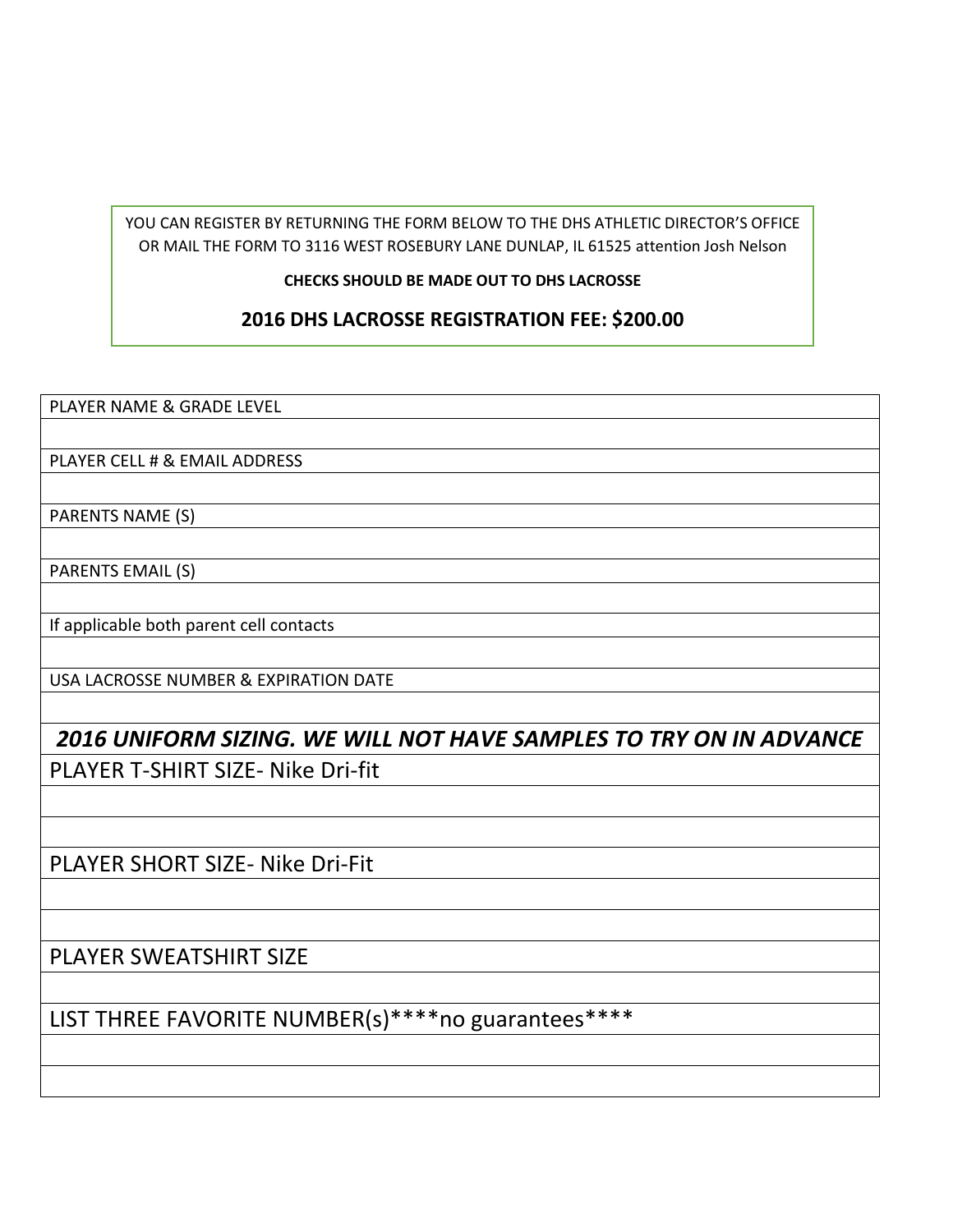YOU CAN REGISTER BY RETURNING THE FORM BELOW TO THE DHS ATHLETIC DIRECTOR'S OFFICE OR MAIL THE FORM TO 3116 WEST ROSEBURY LANE DUNLAP, IL 61525 attention Josh Nelson

**CHECKS SHOULD BE MADE OUT TO DHS LACROSSE**

**2016 DHS LACROSSE REGISTRATION FEE: $200.00**

| |
|---|
| PLAYER NAME & GRADE LEVEL |
| |
| PLAYER CELL # & EMAIL ADDRESS |
| |
| PARENTS NAME (S) |
| |
| PARENTS EMAIL (S) |
| |
| If applicable both parent cell contacts |
| |
| USA LACROSSE NUMBER & EXPIRATION DATE |
| |
| ***2016 UNIFORM SIZING. WE WILL NOT HAVE SAMPLES TO TRY ON IN ADVANCE*** |
| PLAYER T-SHIRT SIZE- Nike Dri-fit |
| |
| |
| PLAYER SHORT SIZE- Nike Dri-Fit |
| |
| |
| PLAYER SWEATSHIRT SIZE |
| |
| LIST THREE FAVORITE NUMBER(s)****no guarantees**** |
| |
| |